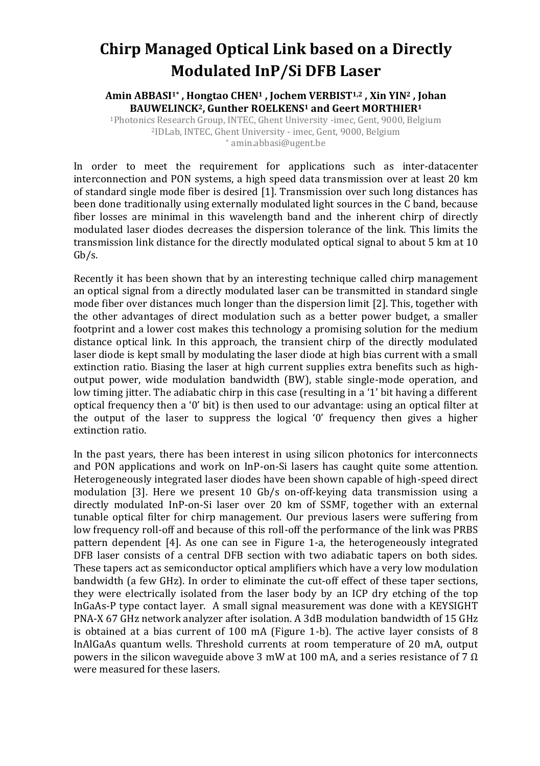# Chirp Managed Optical Link based on a Directly Modulated InP/Si DFB Laser

**Amin ABBASI[1*], Hongtao CHEN[1], Jochem VERBIST[1,2], Xin YIN[2], Johan BAUWELINCK[2], Gunther ROELKENS[1] and Geert MORTHIER[1]**

[1]Photonics Research Group, INTEC, Ghent University -imec, Gent, 9000, Belgium
[2]IDLab, INTEC, Ghent University - imec, Gent, 9000, Belgium
[*] amin.abbasi@ugent.be

In order to meet the requirement for applications such as inter-datacenter interconnection and PON systems, a high speed data transmission over at least 20 km of standard single mode fiber is desired [1]. Transmission over such long distances has been done traditionally using externally modulated light sources in the C band, because fiber losses are minimal in this wavelength band and the inherent chirp of directly modulated laser diodes decreases the dispersion tolerance of the link. This limits the transmission link distance for the directly modulated optical signal to about 5 km at 10 Gb/s.

Recently it has been shown that by an interesting technique called chirp management an optical signal from a directly modulated laser can be transmitted in standard single mode fiber over distances much longer than the dispersion limit [2]. This, together with the other advantages of direct modulation such as a better power budget, a smaller footprint and a lower cost makes this technology a promising solution for the medium distance optical link. In this approach, the transient chirp of the directly modulated laser diode is kept small by modulating the laser diode at high bias current with a small extinction ratio. Biasing the laser at high current supplies extra benefits such as high-output power, wide modulation bandwidth (BW), stable single-mode operation, and low timing jitter. The adiabatic chirp in this case (resulting in a '1' bit having a different optical frequency then a '0' bit) is then used to our advantage: using an optical filter at the output of the laser to suppress the logical '0' frequency then gives a higher extinction ratio.

In the past years, there has been interest in using silicon photonics for interconnects and PON applications and work on InP-on-Si lasers has caught quite some attention. Heterogeneously integrated laser diodes have been shown capable of high-speed direct modulation [3]. Here we present 10 Gb/s on-off-keying data transmission using a directly modulated InP-on-Si laser over 20 km of SSMF, together with an external tunable optical filter for chirp management. Our previous lasers were suffering from low frequency roll-off and because of this roll-off the performance of the link was PRBS pattern dependent [4]. As one can see in Figure 1-a, the heterogeneously integrated DFB laser consists of a central DFB section with two adiabatic tapers on both sides. These tapers act as semiconductor optical amplifiers which have a very low modulation bandwidth (a few GHz). In order to eliminate the cut-off effect of these taper sections, they were electrically isolated from the laser body by an ICP dry etching of the top InGaAs-P type contact layer. A small signal measurement was done with a KEYSIGHT PNA-X 67 GHz network analyzer after isolation. A 3dB modulation bandwidth of 15 GHz is obtained at a bias current of 100 mA (Figure 1-b). The active layer consists of 8 InAlGaAs quantum wells. Threshold currents at room temperature of 20 mA, output powers in the silicon waveguide above 3 mW at 100 mA, and a series resistance of 7 Ω were measured for these lasers.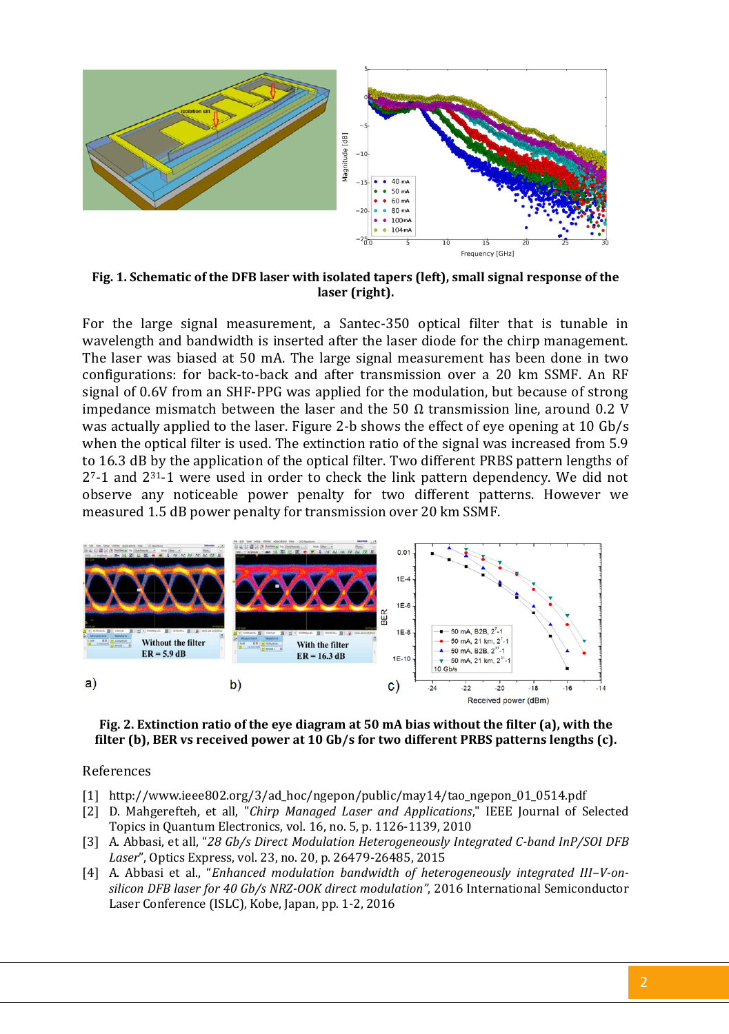Isolation slit

Magnitude [dB]

5
0
−5
−10
−15
−20
−25

0.0 5 10 15 20 25 30

Frequency [GHz]

40 mA
50 mA
60 mA
80 mA
100mA
104mA

**Fig. 1. Schematic of the DFB laser with isolated tapers (left), small signal response of the laser (right).**

For the large signal measurement, a Santec-350 optical filter that is tunable in wavelength and bandwidth is inserted after the laser diode for the chirp management. The laser was biased at 50 mA. The large signal measurement has been done in two configurations: for back-to-back and after transmission over a 20 km SSMF. An RF signal of 0.6V from an SHF-PPG was applied for the modulation, but because of strong impedance mismatch between the laser and the 50 Ω transmission line, around 0.2 V was actually applied to the laser. Figure 2-b shows the effect of eye opening at 10 Gb/s when the optical filter is used. The extinction ratio of the signal was increased from 5.9 to 16.3 dB by the application of the optical filter. Two different PRBS pattern lengths of $2^7$-1 and $2^{31}$-1 were used in order to check the link pattern dependency. We did not observe any noticeable power penalty for two different patterns. However we measured 1.5 dB power penalty for transmission over 20 km SSMF.

a)

Without the filter
ER = 5.9 dB

b)

With the filter
ER = 16.3 dB

c)

BER

0.01
1E-4
1E-6
1E-8
1E-10

-24 -22 -20 -18 -16 -14

Received power (dBm)

50 mA, B2B, $2^7$-1
50 mA, 21 km, $2^7$-1
50 mA, B2B, $2^{31}$-1
50 mA, 21 km, $2^{31}$-1
10 Gb/s

**Fig. 2. Extinction ratio of the eye diagram at 50 mA bias without the filter (a), with the filter (b), BER vs received power at 10 Gb/s for two different PRBS patterns lengths (c).**

References

[1] http://www.ieee802.org/3/ad_hoc/ngepon/public/may14/tao_ngepon_01_0514.pdf

[2] D. Mahgerefteh, et all, "*Chirp Managed Laser and Applications*," IEEE Journal of Selected Topics in Quantum Electronics, vol. 16, no. 5, p. 1126-1139, 2010

[3] A. Abbasi, et all, "*28 Gb/s Direct Modulation Heterogeneously Integrated C-band InP/SOI DFB Laser*", Optics Express, vol. 23, no. 20, p. 26479-26485, 2015

[4] A. Abbasi et al., "*Enhanced modulation bandwidth of heterogeneously integrated III–V-on-silicon DFB laser for 40 Gb/s NRZ-OOK direct modulation*", 2016 International Semiconductor Laser Conference (ISLC), Kobe, Japan, pp. 1-2, 2016